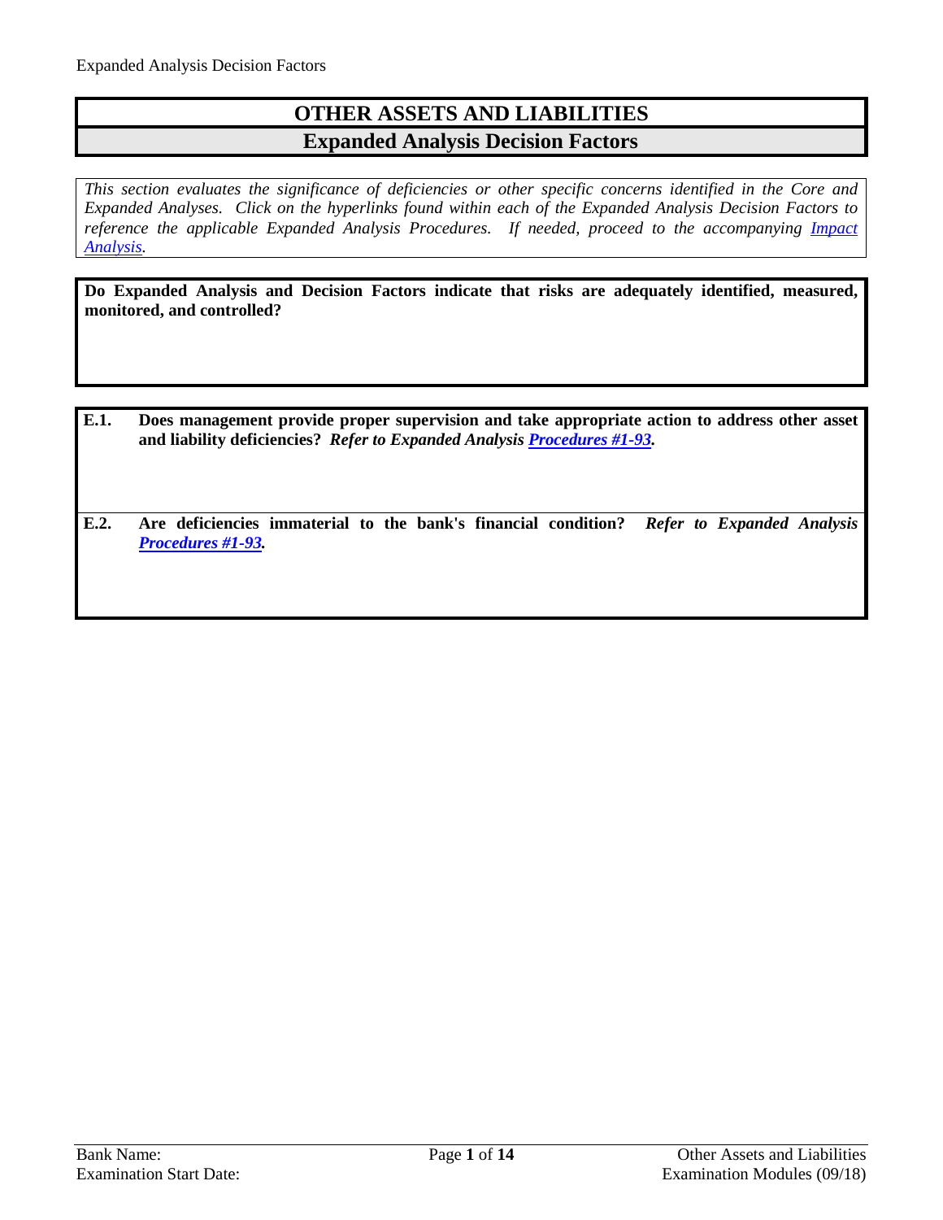# OTHER ASSETS AND LIABILITIES

## Expanded Analysis Decision Factors

*This section evaluates the significance of deficiencies or other specific concerns identified in the Core and Expanded Analyses. Click on the hyperlinks found within each of the Expanded Analysis Decision Factors to reference the applicable Expanded Analysis Procedures. If needed, proceed to the accompanying Impact Analysis.*

**Do Expanded Analysis and Decision Factors indicate that risks are adequately identified, measured, monitored, and controlled?**

**E.1. Does management provide proper supervision and take appropriate action to address other asset and liability deficiencies?** ***Refer to Expanded Analysis Procedures #1-93.***

**E.2. Are deficiencies immaterial to the bank's financial condition?** ***Refer to Expanded Analysis Procedures #1-93.***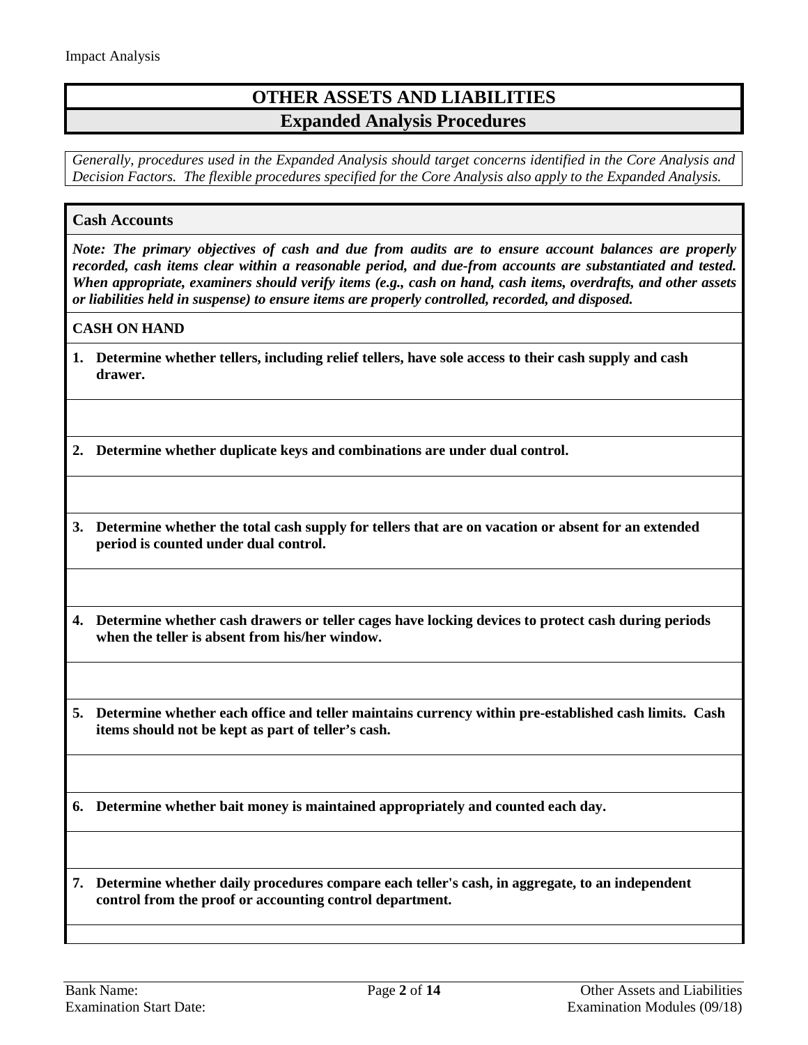# OTHER ASSETS AND LIABILITIES

## Expanded Analysis Procedures

*Generally, procedures used in the Expanded Analysis should target concerns identified in the Core Analysis and Decision Factors. The flexible procedures specified for the Core Analysis also apply to the Expanded Analysis.*

### Cash Accounts

***Note: The primary objectives of cash and due from audits are to ensure account balances are properly recorded, cash items clear within a reasonable period, and due-from accounts are substantiated and tested. When appropriate, examiners should verify items (e.g., cash on hand, cash items, overdrafts, and other assets or liabilities held in suspense) to ensure items are properly controlled, recorded, and disposed.***

**CASH ON HAND**

1. **Determine whether tellers, including relief tellers, have sole access to their cash supply and cash drawer.**

2. **Determine whether duplicate keys and combinations are under dual control.**

3. **Determine whether the total cash supply for tellers that are on vacation or absent for an extended period is counted under dual control.**

4. **Determine whether cash drawers or teller cages have locking devices to protect cash during periods when the teller is absent from his/her window.**

5. **Determine whether each office and teller maintains currency within pre-established cash limits. Cash items should not be kept as part of teller's cash.**

6. **Determine whether bait money is maintained appropriately and counted each day.**

7. **Determine whether daily procedures compare each teller's cash, in aggregate, to an independent control from the proof or accounting control department.**

Bank Name:
Examination Start Date: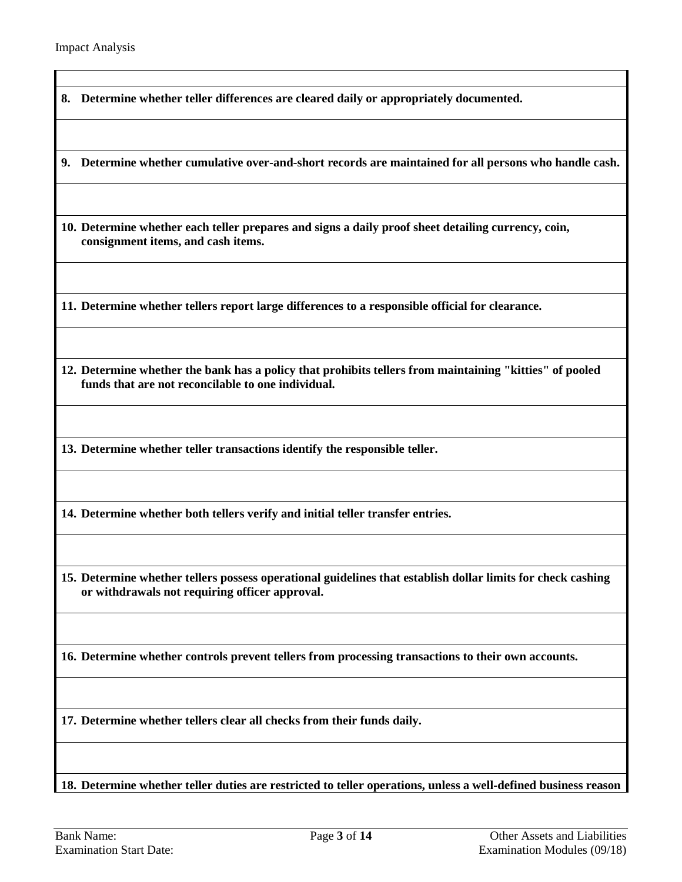**8. Determine whether teller differences are cleared daily or appropriately documented.**

**9. Determine whether cumulative over-and-short records are maintained for all persons who handle cash.**

**10. Determine whether each teller prepares and signs a daily proof sheet detailing currency, coin, consignment items, and cash items.**

**11. Determine whether tellers report large differences to a responsible official for clearance.**

**12. Determine whether the bank has a policy that prohibits tellers from maintaining "kitties" of pooled funds that are not reconcilable to one individual.**

**13. Determine whether teller transactions identify the responsible teller.**

**14. Determine whether both tellers verify and initial teller transfer entries.**

**15. Determine whether tellers possess operational guidelines that establish dollar limits for check cashing or withdrawals not requiring officer approval.**

**16. Determine whether controls prevent tellers from processing transactions to their own accounts.**

**17. Determine whether tellers clear all checks from their funds daily.**

**18. Determine whether teller duties are restricted to teller operations, unless a well-defined business reason**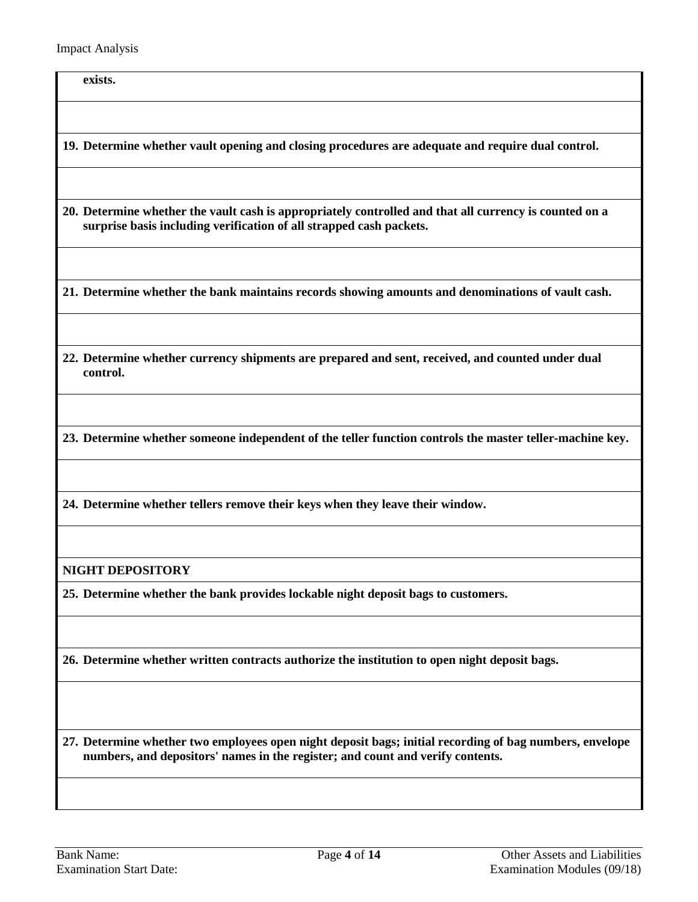**exists.**

**19. Determine whether vault opening and closing procedures are adequate and require dual control.**

**20. Determine whether the vault cash is appropriately controlled and that all currency is counted on a surprise basis including verification of all strapped cash packets.**

**21. Determine whether the bank maintains records showing amounts and denominations of vault cash.**

**22. Determine whether currency shipments are prepared and sent, received, and counted under dual control.**

**23. Determine whether someone independent of the teller function controls the master teller-machine key.**

**24. Determine whether tellers remove their keys when they leave their window.**

**NIGHT DEPOSITORY**

**25. Determine whether the bank provides lockable night deposit bags to customers.**

**26. Determine whether written contracts authorize the institution to open night deposit bags.**

**27. Determine whether two employees open night deposit bags; initial recording of bag numbers, envelope numbers, and depositors' names in the register; and count and verify contents.**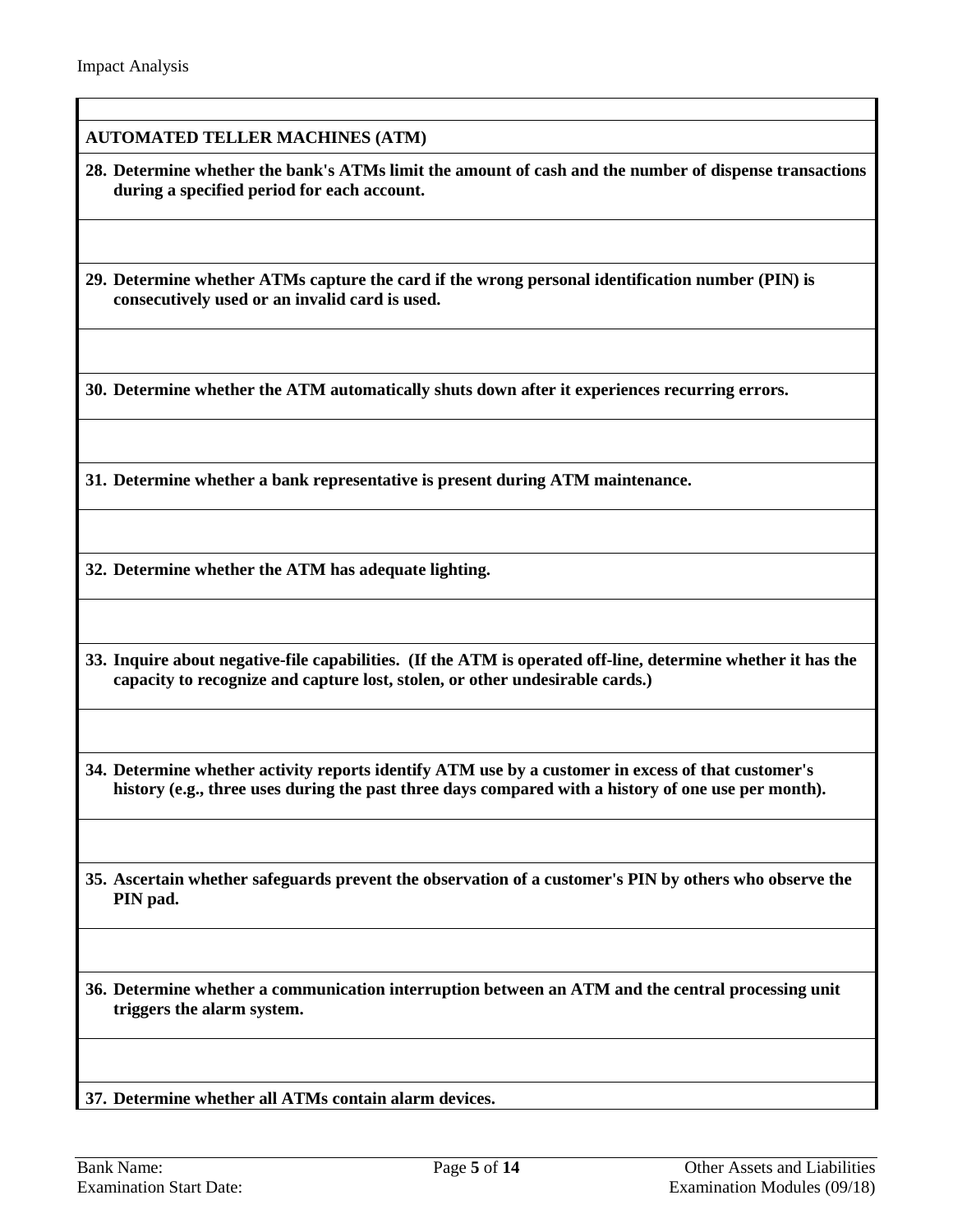Impact Analysis

**AUTOMATED TELLER MACHINES (ATM)**

**28. Determine whether the bank's ATMs limit the amount of cash and the number of dispense transactions during a specified period for each account.**

**29. Determine whether ATMs capture the card if the wrong personal identification number (PIN) is consecutively used or an invalid card is used.**

**30. Determine whether the ATM automatically shuts down after it experiences recurring errors.**

**31. Determine whether a bank representative is present during ATM maintenance.**

**32. Determine whether the ATM has adequate lighting.**

**33. Inquire about negative-file capabilities. (If the ATM is operated off-line, determine whether it has the capacity to recognize and capture lost, stolen, or other undesirable cards.)**

**34. Determine whether activity reports identify ATM use by a customer in excess of that customer's history (e.g., three uses during the past three days compared with a history of one use per month).**

**35. Ascertain whether safeguards prevent the observation of a customer's PIN by others who observe the PIN pad.**

**36. Determine whether a communication interruption between an ATM and the central processing unit triggers the alarm system.**

**37. Determine whether all ATMs contain alarm devices.**

Bank Name:
Examination Start Date: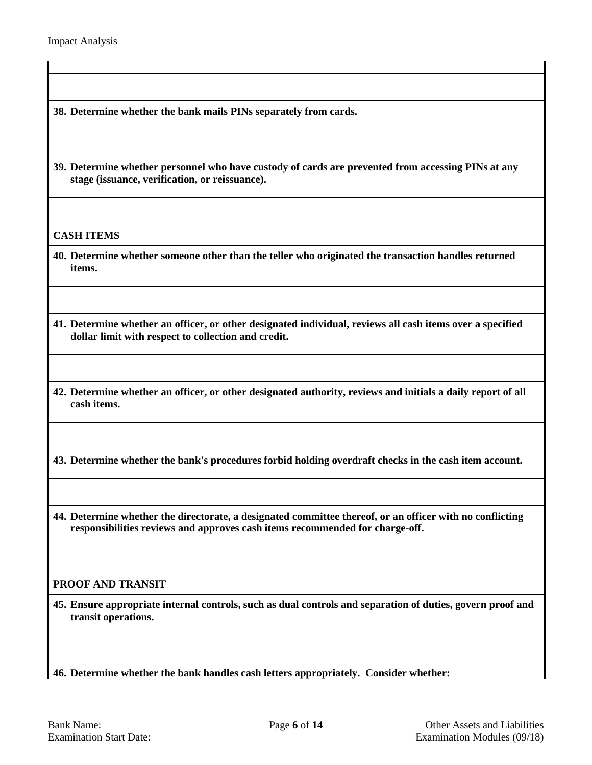**38. Determine whether the bank mails PINs separately from cards.**

**39. Determine whether personnel who have custody of cards are prevented from accessing PINs at any stage (issuance, verification, or reissuance).**

**CASH ITEMS**

**40. Determine whether someone other than the teller who originated the transaction handles returned items.**

**41. Determine whether an officer, or other designated individual, reviews all cash items over a specified dollar limit with respect to collection and credit.**

**42. Determine whether an officer, or other designated authority, reviews and initials a daily report of all cash items.**

**43. Determine whether the bank's procedures forbid holding overdraft checks in the cash item account.**

**44. Determine whether the directorate, a designated committee thereof, or an officer with no conflicting responsibilities reviews and approves cash items recommended for charge-off.**

**PROOF AND TRANSIT**

**45. Ensure appropriate internal controls, such as dual controls and separation of duties, govern proof and transit operations.**

**46. Determine whether the bank handles cash letters appropriately. Consider whether:**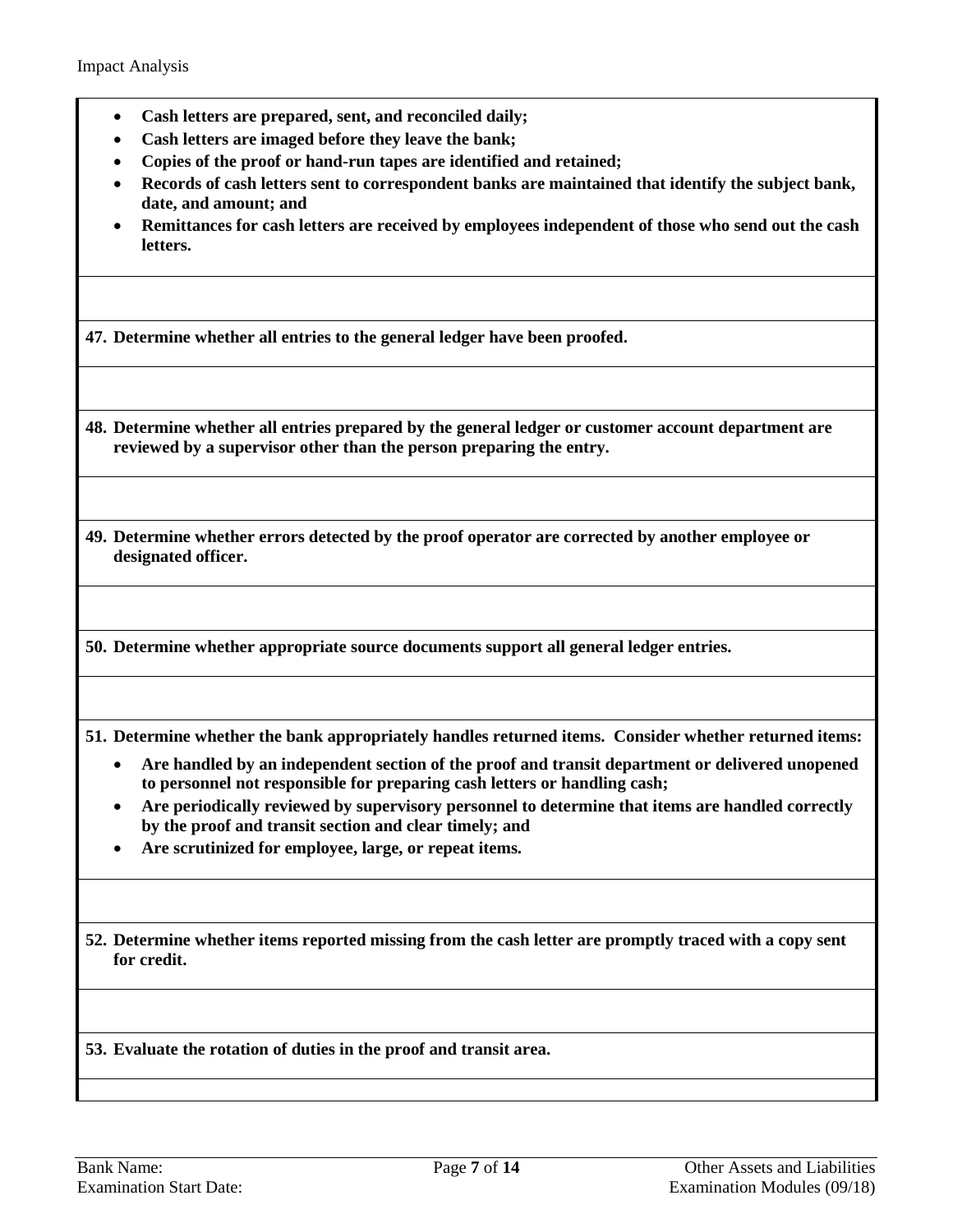- **Cash letters are prepared, sent, and reconciled daily;**
- **Cash letters are imaged before they leave the bank;**
- **Copies of the proof or hand-run tapes are identified and retained;**
- **Records of cash letters sent to correspondent banks are maintained that identify the subject bank, date, and amount; and**
- **Remittances for cash letters are received by employees independent of those who send out the cash letters.**

**47. Determine whether all entries to the general ledger have been proofed.**

**48. Determine whether all entries prepared by the general ledger or customer account department are reviewed by a supervisor other than the person preparing the entry.**

**49. Determine whether errors detected by the proof operator are corrected by another employee or designated officer.**

**50. Determine whether appropriate source documents support all general ledger entries.**

**51. Determine whether the bank appropriately handles returned items. Consider whether returned items:**

- **Are handled by an independent section of the proof and transit department or delivered unopened to personnel not responsible for preparing cash letters or handling cash;**
- **Are periodically reviewed by supervisory personnel to determine that items are handled correctly by the proof and transit section and clear timely; and**
- **Are scrutinized for employee, large, or repeat items.**

**52. Determine whether items reported missing from the cash letter are promptly traced with a copy sent for credit.**

**53. Evaluate the rotation of duties in the proof and transit area.**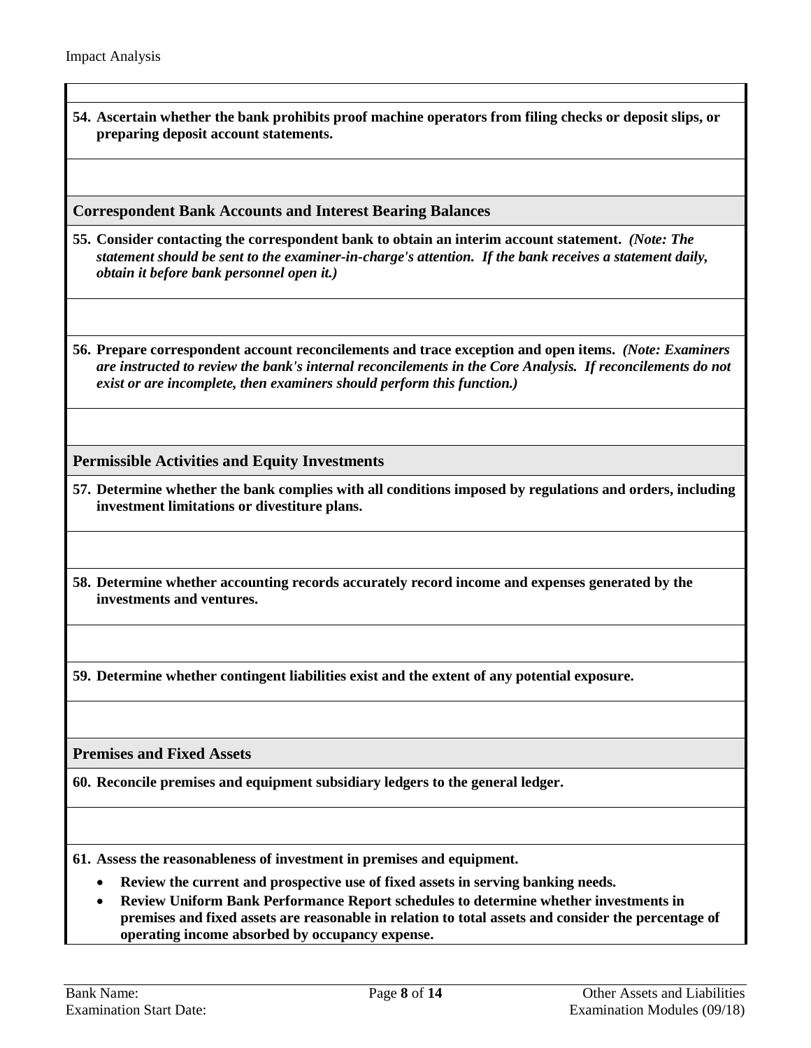**54. Ascertain whether the bank prohibits proof machine operators from filing checks or deposit slips, or preparing deposit account statements.**

### Correspondent Bank Accounts and Interest Bearing Balances

**55. Consider contacting the correspondent bank to obtain an interim account statement.** ***(Note: The statement should be sent to the examiner-in-charge's attention. If the bank receives a statement daily, obtain it before bank personnel open it.)***

**56. Prepare correspondent account reconcilements and trace exception and open items.** ***(Note: Examiners are instructed to review the bank's internal reconcilements in the Core Analysis. If reconcilements do not exist or are incomplete, then examiners should perform this function.)***

### Permissible Activities and Equity Investments

**57. Determine whether the bank complies with all conditions imposed by regulations and orders, including investment limitations or divestiture plans.**

**58. Determine whether accounting records accurately record income and expenses generated by the investments and ventures.**

**59. Determine whether contingent liabilities exist and the extent of any potential exposure.**

### Premises and Fixed Assets

**60. Reconcile premises and equipment subsidiary ledgers to the general ledger.**

**61. Assess the reasonableness of investment in premises and equipment.**

- **Review the current and prospective use of fixed assets in serving banking needs.**
- **Review Uniform Bank Performance Report schedules to determine whether investments in premises and fixed assets are reasonable in relation to total assets and consider the percentage of operating income absorbed by occupancy expense.**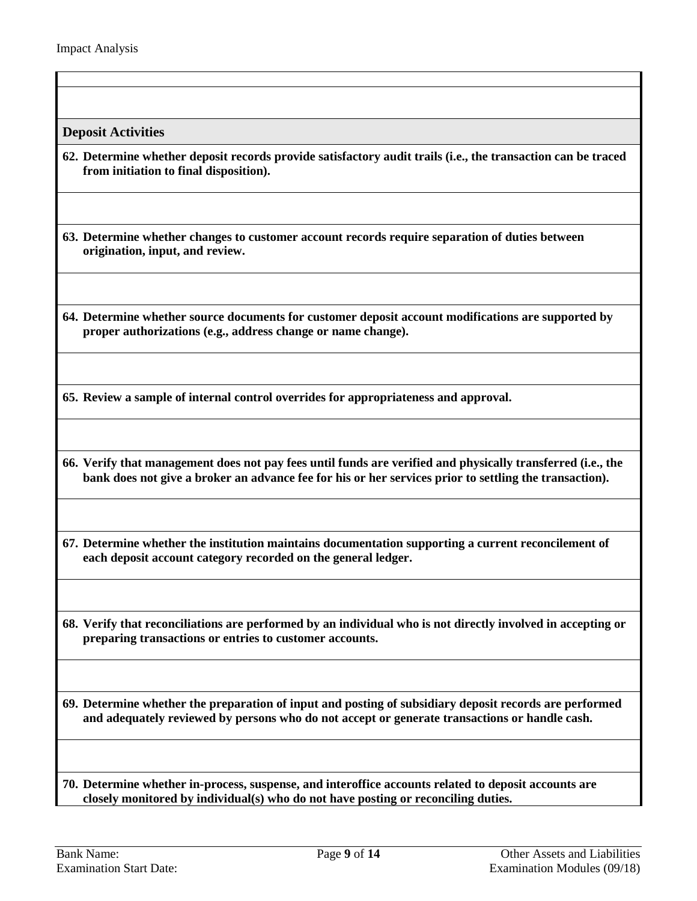## Deposit Activities

**62. Determine whether deposit records provide satisfactory audit trails (i.e., the transaction can be traced from initiation to final disposition).**

**63. Determine whether changes to customer account records require separation of duties between origination, input, and review.**

**64. Determine whether source documents for customer deposit account modifications are supported by proper authorizations (e.g., address change or name change).**

**65. Review a sample of internal control overrides for appropriateness and approval.**

**66. Verify that management does not pay fees until funds are verified and physically transferred (i.e., the bank does not give a broker an advance fee for his or her services prior to settling the transaction).**

**67. Determine whether the institution maintains documentation supporting a current reconcilement of each deposit account category recorded on the general ledger.**

**68. Verify that reconciliations are performed by an individual who is not directly involved in accepting or preparing transactions or entries to customer accounts.**

**69. Determine whether the preparation of input and posting of subsidiary deposit records are performed and adequately reviewed by persons who do not accept or generate transactions or handle cash.**

**70. Determine whether in-process, suspense, and interoffice accounts related to deposit accounts are closely monitored by individual(s) who do not have posting or reconciling duties.**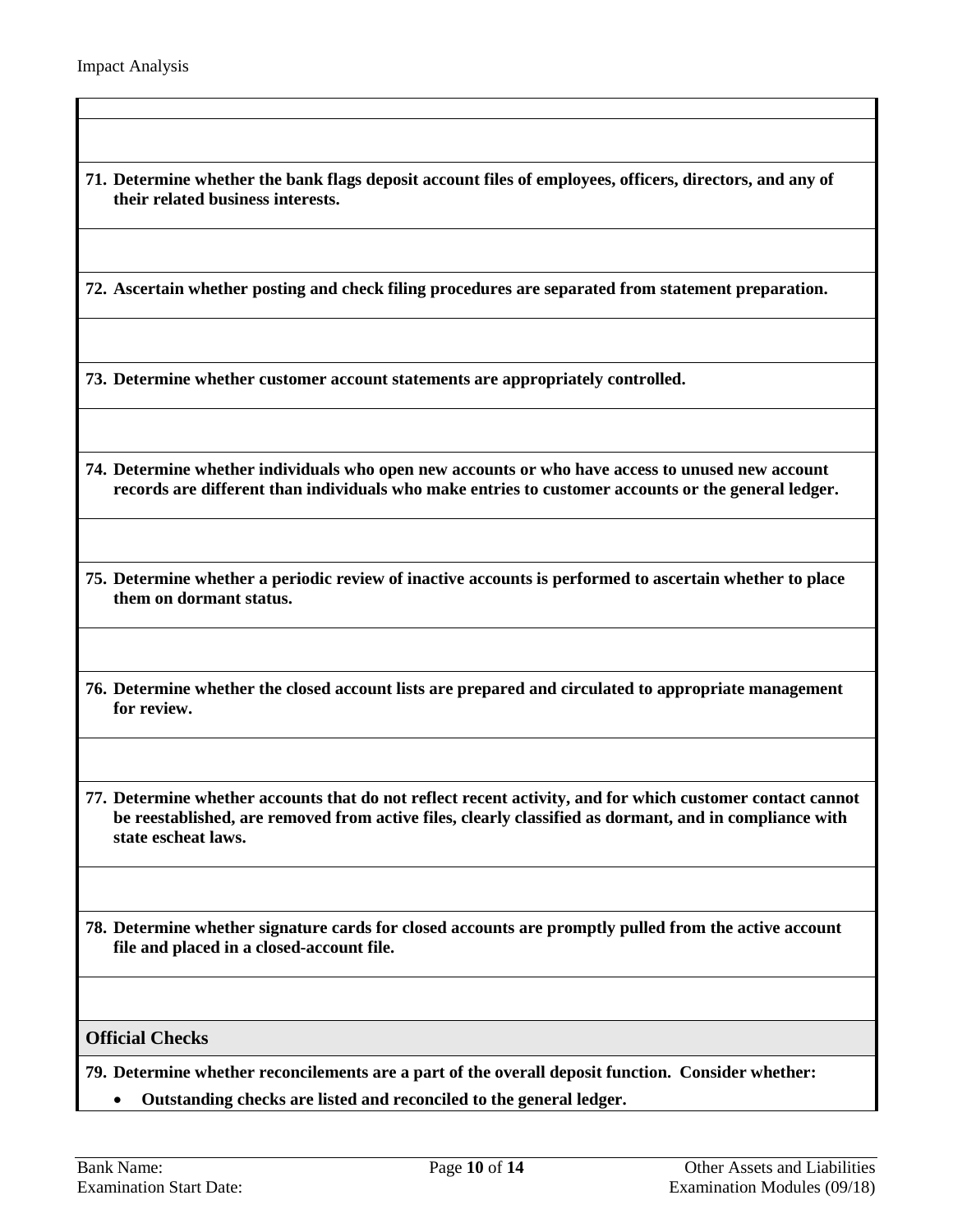Impact Analysis

**71. Determine whether the bank flags deposit account files of employees, officers, directors, and any of their related business interests.**

**72. Ascertain whether posting and check filing procedures are separated from statement preparation.**

**73. Determine whether customer account statements are appropriately controlled.**

**74. Determine whether individuals who open new accounts or who have access to unused new account records are different than individuals who make entries to customer accounts or the general ledger.**

**75. Determine whether a periodic review of inactive accounts is performed to ascertain whether to place them on dormant status.**

**76. Determine whether the closed account lists are prepared and circulated to appropriate management for review.**

**77. Determine whether accounts that do not reflect recent activity, and for which customer contact cannot be reestablished, are removed from active files, clearly classified as dormant, and in compliance with state escheat laws.**

**78. Determine whether signature cards for closed accounts are promptly pulled from the active account file and placed in a closed-account file.**

## Official Checks

**79. Determine whether reconcilements are a part of the overall deposit function. Consider whether:**

- **Outstanding checks are listed and reconciled to the general ledger.**

Bank Name:
Examination Start Date: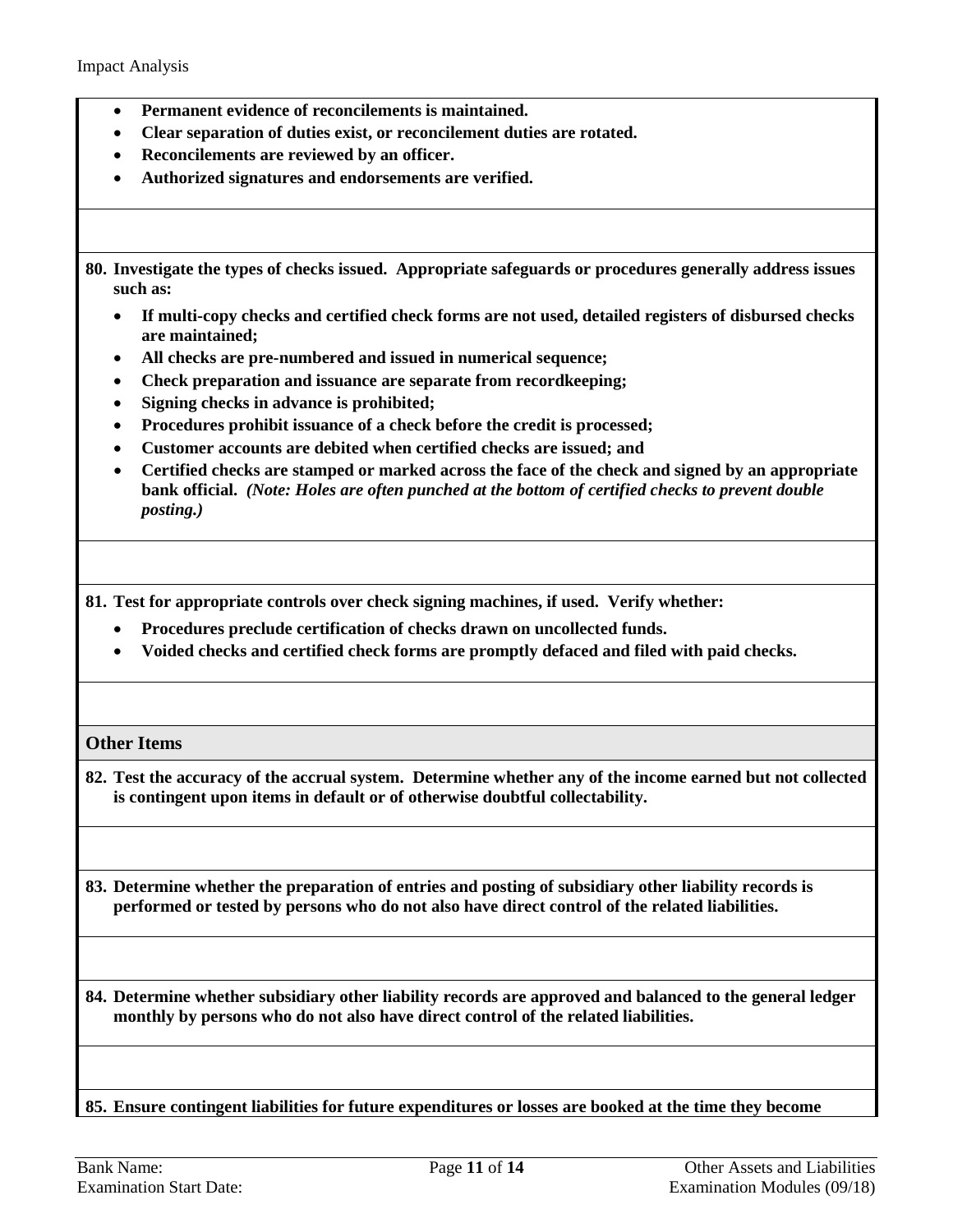- **Permanent evidence of reconcilements is maintained.**
- **Clear separation of duties exist, or reconcilement duties are rotated.**
- **Reconcilements are reviewed by an officer.**
- **Authorized signatures and endorsements are verified.**

**80. Investigate the types of checks issued. Appropriate safeguards or procedures generally address issues such as:**

- **If multi-copy checks and certified check forms are not used, detailed registers of disbursed checks are maintained;**
- **All checks are pre-numbered and issued in numerical sequence;**
- **Check preparation and issuance are separate from recordkeeping;**
- **Signing checks in advance is prohibited;**
- **Procedures prohibit issuance of a check before the credit is processed;**
- **Customer accounts are debited when certified checks are issued; and**
- **Certified checks are stamped or marked across the face of the check and signed by an appropriate bank official.** ***(Note: Holes are often punched at the bottom of certified checks to prevent double posting.)***

**81. Test for appropriate controls over check signing machines, if used. Verify whether:**

- **Procedures preclude certification of checks drawn on uncollected funds.**
- **Voided checks and certified check forms are promptly defaced and filed with paid checks.**

## Other Items

**82. Test the accuracy of the accrual system. Determine whether any of the income earned but not collected is contingent upon items in default or of otherwise doubtful collectability.**

**83. Determine whether the preparation of entries and posting of subsidiary other liability records is performed or tested by persons who do not also have direct control of the related liabilities.**

**84. Determine whether subsidiary other liability records are approved and balanced to the general ledger monthly by persons who do not also have direct control of the related liabilities.**

**85. Ensure contingent liabilities for future expenditures or losses are booked at the time they become**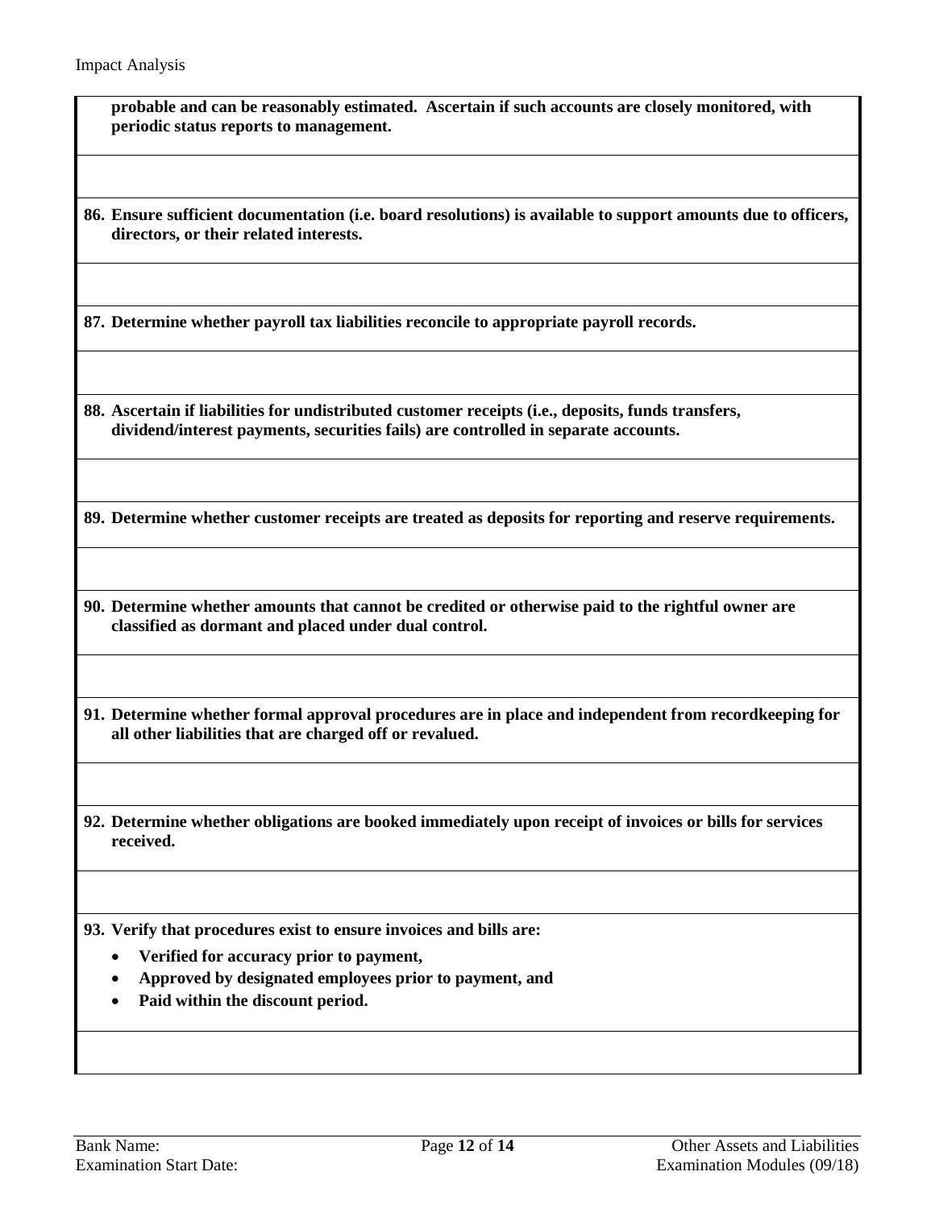**probable and can be reasonably estimated. Ascertain if such accounts are closely monitored, with periodic status reports to management.**

**86. Ensure sufficient documentation (i.e. board resolutions) is available to support amounts due to officers, directors, or their related interests.**

**87. Determine whether payroll tax liabilities reconcile to appropriate payroll records.**

**88. Ascertain if liabilities for undistributed customer receipts (i.e., deposits, funds transfers, dividend/interest payments, securities fails) are controlled in separate accounts.**

**89. Determine whether customer receipts are treated as deposits for reporting and reserve requirements.**

**90. Determine whether amounts that cannot be credited or otherwise paid to the rightful owner are classified as dormant and placed under dual control.**

**91. Determine whether formal approval procedures are in place and independent from recordkeeping for all other liabilities that are charged off or revalued.**

**92. Determine whether obligations are booked immediately upon receipt of invoices or bills for services received.**

**93. Verify that procedures exist to ensure invoices and bills are:**

- **Verified for accuracy prior to payment,**
- **Approved by designated employees prior to payment, and**
- **Paid within the discount period.**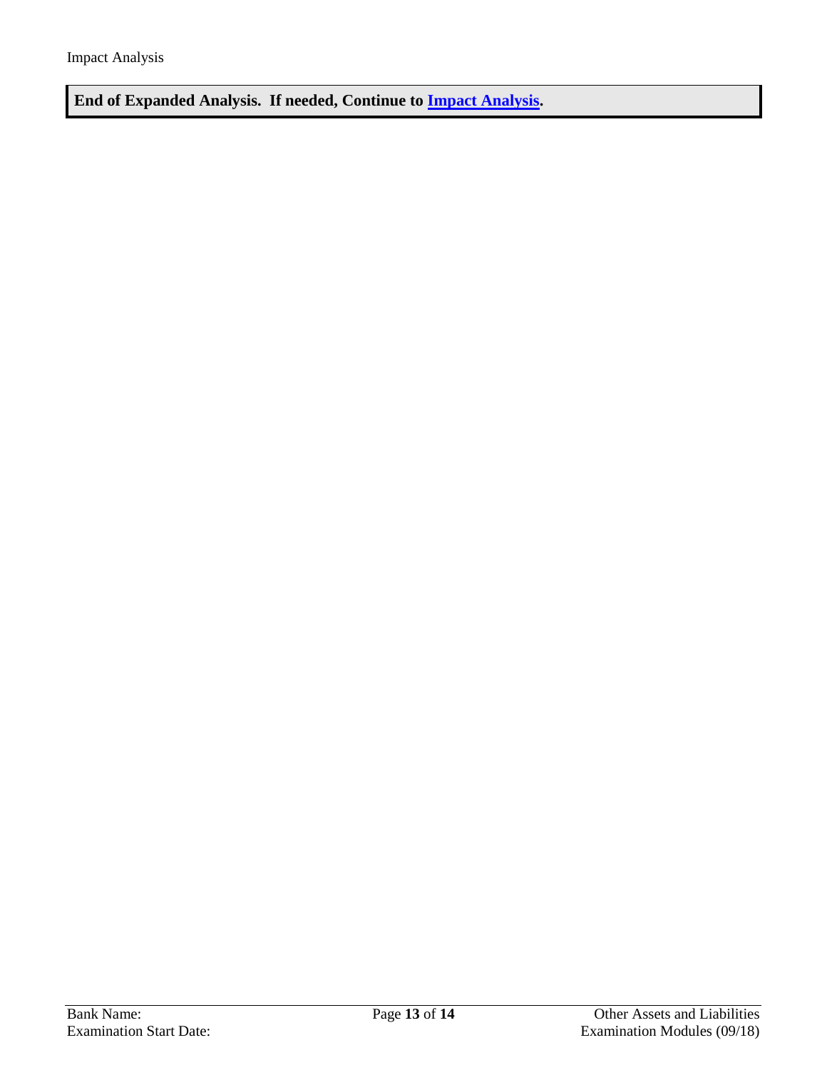Impact Analysis

**End of Expanded Analysis. If needed, Continue to Impact Analysis.**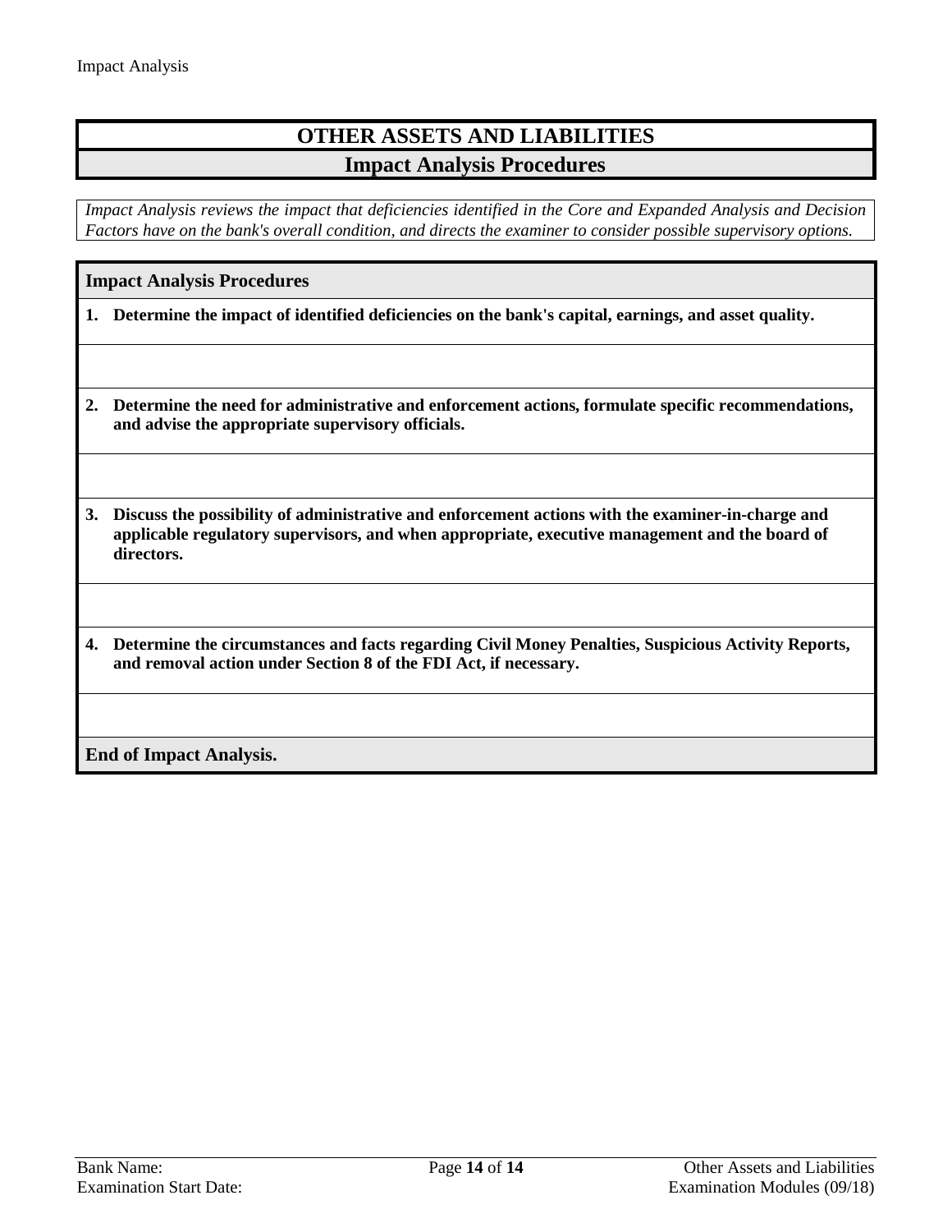# OTHER ASSETS AND LIABILITIES

## Impact Analysis Procedures

*Impact Analysis reviews the impact that deficiencies identified in the Core and Expanded Analysis and Decision Factors have on the bank's overall condition, and directs the examiner to consider possible supervisory options.*

| Impact Analysis Procedures |
| --- |
| **1. Determine the impact of identified deficiencies on the bank's capital, earnings, and asset quality.** |
| |
| **2. Determine the need for administrative and enforcement actions, formulate specific recommendations, and advise the appropriate supervisory officials.** |
| |
| **3. Discuss the possibility of administrative and enforcement actions with the examiner-in-charge and applicable regulatory supervisors, and when appropriate, executive management and the board of directors.** |
| |
| **4. Determine the circumstances and facts regarding Civil Money Penalties, Suspicious Activity Reports, and removal action under Section 8 of the FDI Act, if necessary.** |
| |
| **End of Impact Analysis.** |

Bank Name:
Examination Start Date: